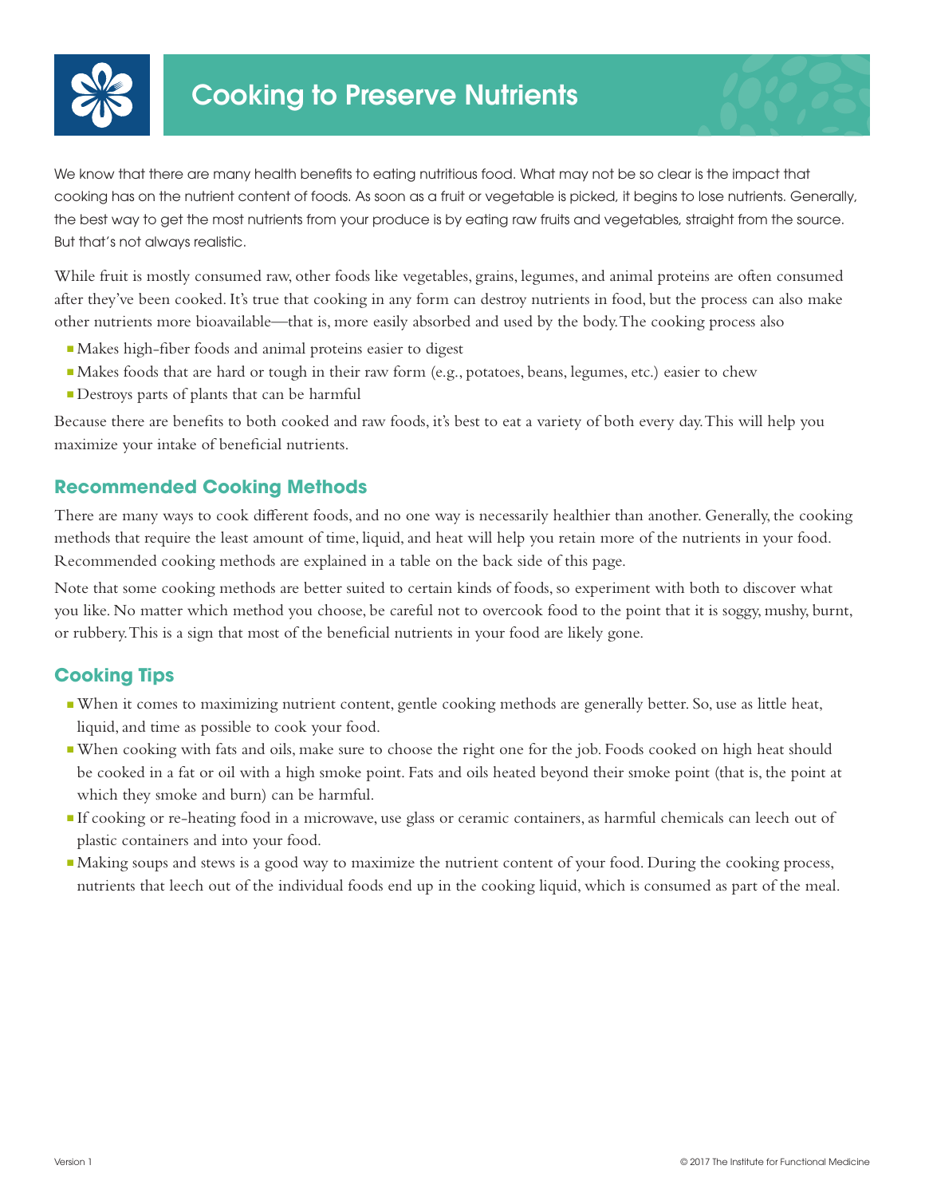# Cooking to Preserve Nutrients

We know that there are many health benefits to eating nutritious food. What may not be so clear is the impact that cooking has on the nutrient content of foods. As soon as a fruit or vegetable is picked, it begins to lose nutrients. Generally, the best way to get the most nutrients from your produce is by eating raw fruits and vegetables, straight from the source. But that's not always realistic.

While fruit is mostly consumed raw, other foods like vegetables, grains, legumes, and animal proteins are often consumed after they've been cooked. It's true that cooking in any form can destroy nutrients in food, but the process can also make other nutrients more bioavailable—that is, more easily absorbed and used by the body. The cooking process also

- Makes high-fiber foods and animal proteins easier to digest
- Makes foods that are hard or tough in their raw form (e.g., potatoes, beans, legumes, etc.) easier to chew
- Destroys parts of plants that can be harmful

Because there are benefits to both cooked and raw foods, it's best to eat a variety of both every day. This will help you maximize your intake of beneficial nutrients.

## Recommended Cooking Methods

There are many ways to cook different foods, and no one way is necessarily healthier than another. Generally, the cooking methods that require the least amount of time, liquid, and heat will help you retain more of the nutrients in your food. Recommended cooking methods are explained in a table on the back side of this page.

Note that some cooking methods are better suited to certain kinds of foods, so experiment with both to discover what you like. No matter which method you choose, be careful not to overcook food to the point that it is soggy, mushy, burnt, or rubbery. This is a sign that most of the beneficial nutrients in your food are likely gone.

## Cooking Tips

- When it comes to maximizing nutrient content, gentle cooking methods are generally better. So, use as little heat, liquid, and time as possible to cook your food.
- When cooking with fats and oils, make sure to choose the right one for the job. Foods cooked on high heat should be cooked in a fat or oil with a high smoke point. Fats and oils heated beyond their smoke point (that is, the point at which they smoke and burn) can be harmful.
- If cooking or re-heating food in a microwave, use glass or ceramic containers, as harmful chemicals can leech out of plastic containers and into your food.
- Making soups and stews is a good way to maximize the nutrient content of your food. During the cooking process, nutrients that leech out of the individual foods end up in the cooking liquid, which is consumed as part of the meal.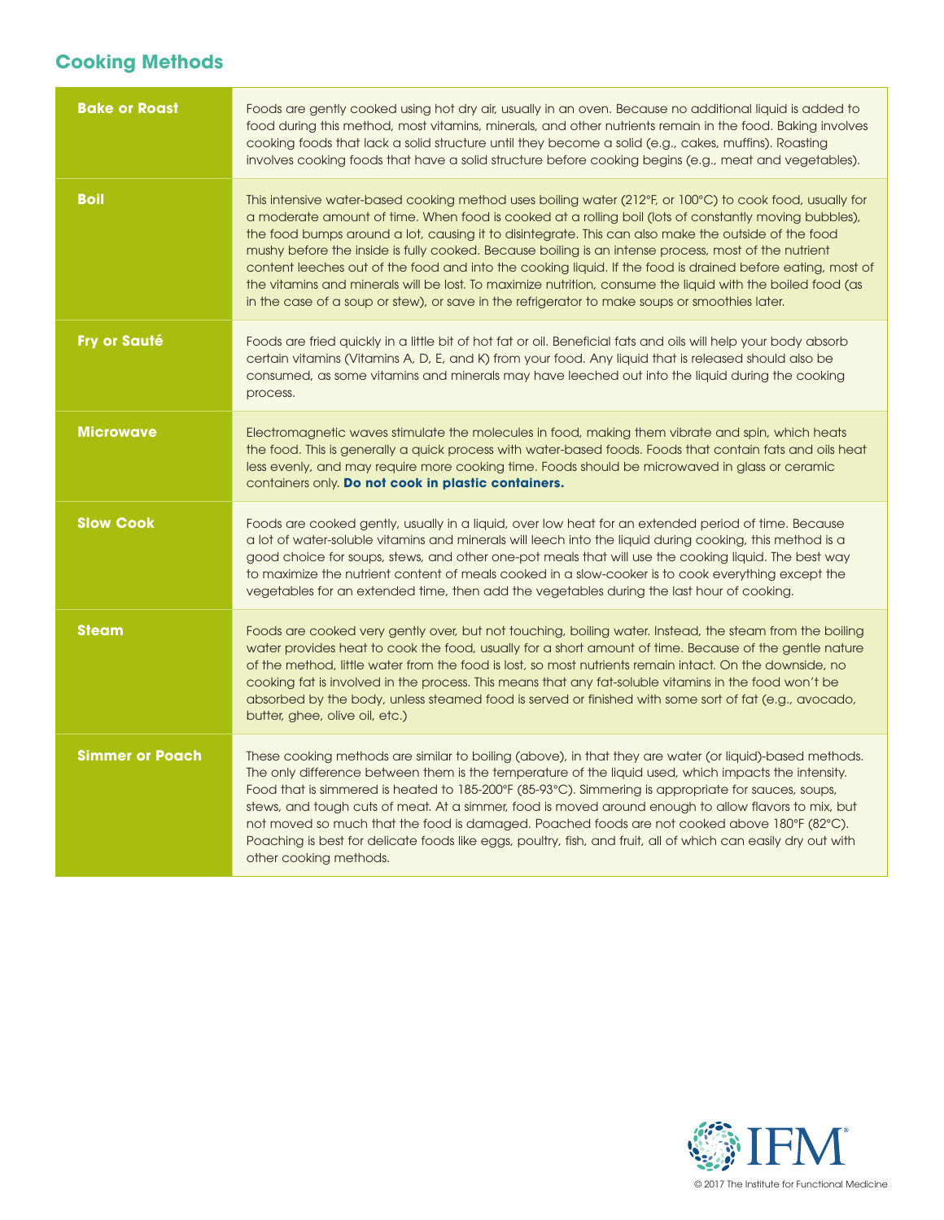## Cooking Methods

| | |
|---|---|
| **Bake or Roast** | Foods are gently cooked using hot dry air, usually in an oven. Because no additional liquid is added to food during this method, most vitamins, minerals, and other nutrients remain in the food. Baking involves cooking foods that lack a solid structure until they become a solid (e.g., cakes, muffins). Roasting involves cooking foods that have a solid structure before cooking begins (e.g., meat and vegetables). |
| **Boil** | This intensive water-based cooking method uses boiling water (212°F, or 100°C) to cook food, usually for a moderate amount of time. When food is cooked at a rolling boil (lots of constantly moving bubbles), the food bumps around a lot, causing it to disintegrate. This can also make the outside of the food mushy before the inside is fully cooked. Because boiling is an intense process, most of the nutrient content leeches out of the food and into the cooking liquid. If the food is drained before eating, most of the vitamins and minerals will be lost. To maximize nutrition, consume the liquid with the boiled food (as in the case of a soup or stew), or save in the refrigerator to make soups or smoothies later. |
| **Fry or Sauté** | Foods are fried quickly in a little bit of hot fat or oil. Beneficial fats and oils will help your body absorb certain vitamins (Vitamins A, D, E, and K) from your food. Any liquid that is released should also be consumed, as some vitamins and minerals may have leeched out into the liquid during the cooking process. |
| **Microwave** | Electromagnetic waves stimulate the molecules in food, making them vibrate and spin, which heats the food. This is generally a quick process with water-based foods. Foods that contain fats and oils heat less evenly, and may require more cooking time. Foods should be microwaved in glass or ceramic containers only. **Do not cook in plastic containers.** |
| **Slow Cook** | Foods are cooked gently, usually in a liquid, over low heat for an extended period of time. Because a lot of water-soluble vitamins and minerals will leech into the liquid during cooking, this method is a good choice for soups, stews, and other one-pot meals that will use the cooking liquid. The best way to maximize the nutrient content of meals cooked in a slow-cooker is to cook everything except the vegetables for an extended time, then add the vegetables during the last hour of cooking. |
| **Steam** | Foods are cooked very gently over, but not touching, boiling water. Instead, the steam from the boiling water provides heat to cook the food, usually for a short amount of time. Because of the gentle nature of the method, little water from the food is lost, so most nutrients remain intact. On the downside, no cooking fat is involved in the process. This means that any fat-soluble vitamins in the food won't be absorbed by the body, unless steamed food is served or finished with some sort of fat (e.g., avocado, butter, ghee, olive oil, etc.) |
| **Simmer or Poach** | These cooking methods are similar to boiling (above), in that they are water (or liquid)-based methods. The only difference between them is the temperature of the liquid used, which impacts the intensity. Food that is simmered is heated to 185-200°F (85-93°C). Simmering is appropriate for sauces, soups, stews, and tough cuts of meat. At a simmer, food is moved around enough to allow flavors to mix, but not moved so much that the food is damaged. Poached foods are not cooked above 180°F (82°C). Poaching is best for delicate foods like eggs, poultry, fish, and fruit, all of which can easily dry out with other cooking methods. |

IFM®

© 2017 The Institute for Functional Medicine